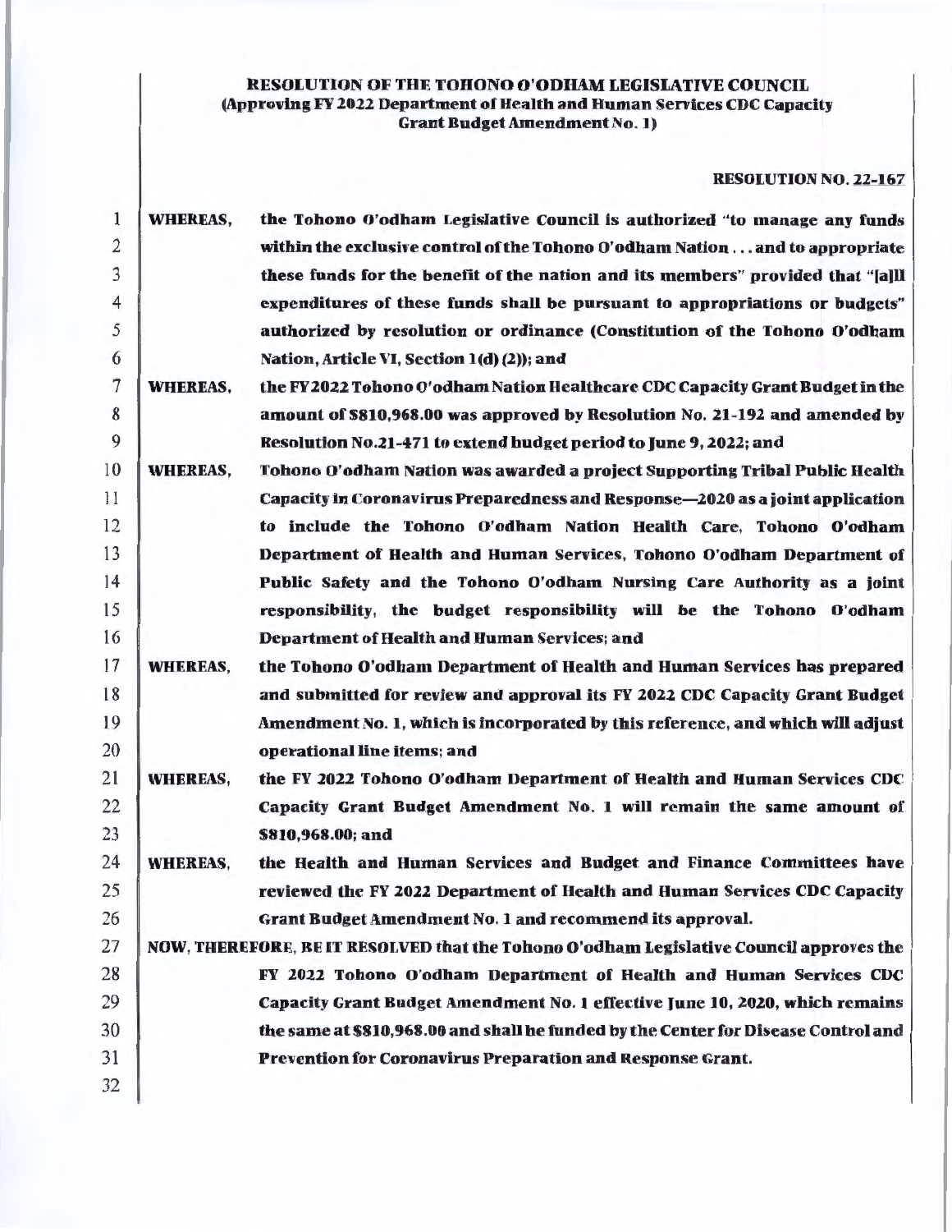**RESOLUTION OF THE TOHONO O'ODHAM LEGISLATIVE COUNCIL**
**(Approving FY 2022 Department of Health and Human Services CDC Capacity Grant Budget Amendment No. 1)**

**RESOLUTION NO. 22-167**

**WHEREAS,** the Tohono O'odham Legislative Council is authorized "to manage any funds within the exclusive control of the Tohono O'odham Nation . . . and to appropriate these funds for the benefit of the nation and its members" provided that "[a]ll expenditures of these funds shall be pursuant to appropriations or budgets" authorized by resolution or ordinance (Constitution of the Tohono O'odham Nation, Article VI, Section 1(d) (2)); and

**WHEREAS,** the FY2022 Tohono O'odham Nation Healthcare CDC Capacity Grant Budget in the amount of $810,968.00 was approved by Resolution No. 21-192 and amended by Resolution No.21-471 to extend budget period to June 9, 2022; and

**WHEREAS,** Tohono O'odham Nation was awarded a project Supporting Tribal Public Health Capacity in Coronavirus Preparedness and Response—2020 as a joint application to include the Tohono O'odham Nation Health Care, Tohono O'odham Department of Health and Human Services, Tohono O'odham Department of Public Safety and the Tohono O'odham Nursing Care Authority as a joint responsibility, the budget responsibility will be the Tohono O'odham Department of Health and Human Services; and

**WHEREAS,** the Tohono O'odham Department of Health and Human Services has prepared and submitted for review and approval its FY 2022 CDC Capacity Grant Budget Amendment No. 1, which is incorporated by this reference, and which will adjust operational line items; and

**WHEREAS,** the FY 2022 Tohono O'odham Department of Health and Human Services CDC Capacity Grant Budget Amendment No. 1 will remain the same amount of $810,968.00; and

**WHEREAS,** the Health and Human Services and Budget and Finance Committees have reviewed the FY 2022 Department of Health and Human Services CDC Capacity Grant Budget Amendment No. 1 and recommend its approval.

**NOW, THEREFORE, BE IT RESOLVED** that the Tohono O'odham Legislative Council approves the FY 2022 Tohono O'odham Department of Health and Human Services CDC Capacity Grant Budget Amendment No. 1 effective June 10, 2020, which remains the same at $810,968.00 and shall be funded by the Center for Disease Control and Prevention for Coronavirus Preparation and Response Grant.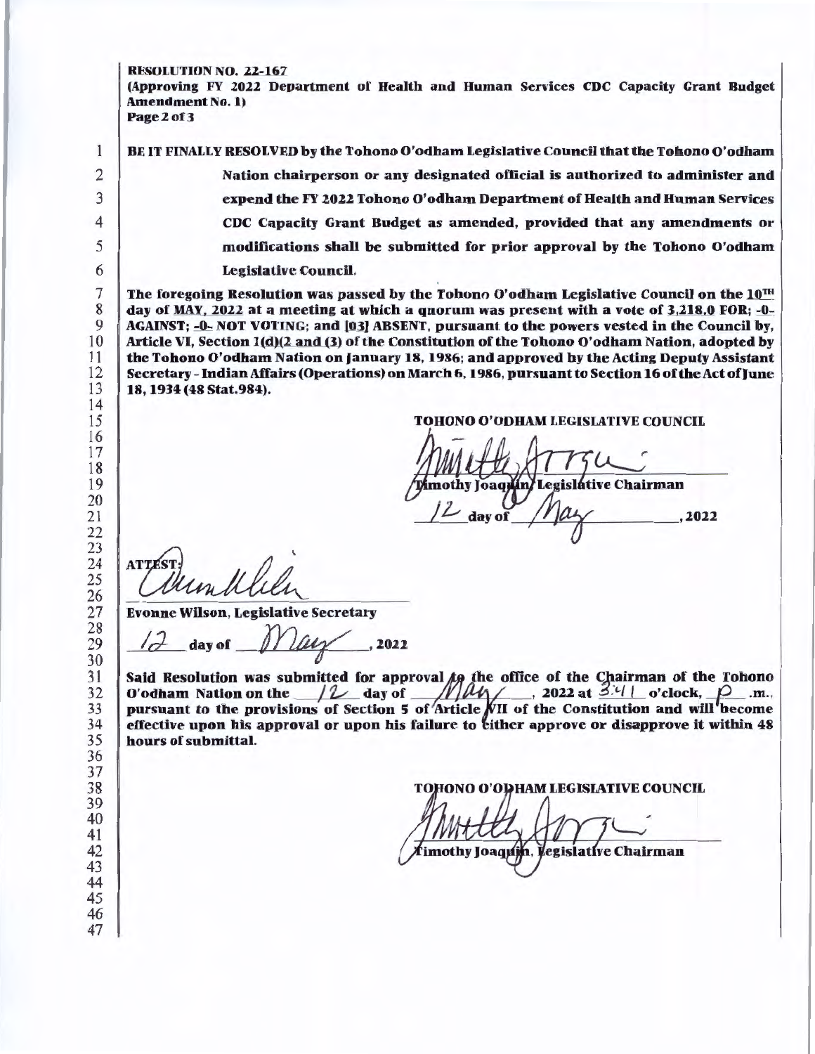**RESOLUTION NO. 22-167**
**(Approving FY 2022 Department of Health and Human Services CDC Capacity Grant Budget Amendment No. 1)**
**Page 2 of 3**

**BE IT FINALLY RESOLVED by the Tohono O'odham Legislative Council that the Tohono O'odham Nation chairperson or any designated official is authorized to administer and expend the FY 2022 Tohono O'odham Department of Health and Human Services CDC Capacity Grant Budget as amended, provided that any amendments or modifications shall be submitted for prior approval by the Tohono O'odham Legislative Council.**

**The foregoing Resolution was passed by the Tohono O'odham Legislative Council on the 10TH day of MAY, 2022 at a meeting at which a quorum was present with a vote of 3,218.0 FOR; -0- AGAINST; -0- NOT VOTING; and [03] ABSENT, pursuant to the powers vested in the Council by, Article VI, Section 1(d)(2 and (3) of the Constitution of the Tohono O'odham Nation, adopted by the Tohono O'odham Nation on January 18, 1986; and approved by the Acting Deputy Assistant Secretary - Indian Affairs (Operations) on March 6, 1986, pursuant to Section 16 of the Act of June 18, 1934 (48 Stat.984).**

**TOHONO O'ODHAM LEGISLATIVE COUNCIL**

**Timothy Joaquin, Legislative Chairman**

12 **day of** May **, 2022**

**ATTEST:**

**Evonne Wilson, Legislative Secretary**

12 **day of** May **, 2022**

**Said Resolution was submitted for approval to the office of the Chairman of the Tohono O'odham Nation on the** 12 **day of** May **, 2022 at** 3:41 **o'clock,** p **.m., pursuant to the provisions of Section 5 of Article VII of the Constitution and will become effective upon his approval or upon his failure to either approve or disapprove it within 48 hours of submittal.**

**TOHONO O'ODHAM LEGISLATIVE COUNCIL**

**Timothy Joaquin, Legislative Chairman**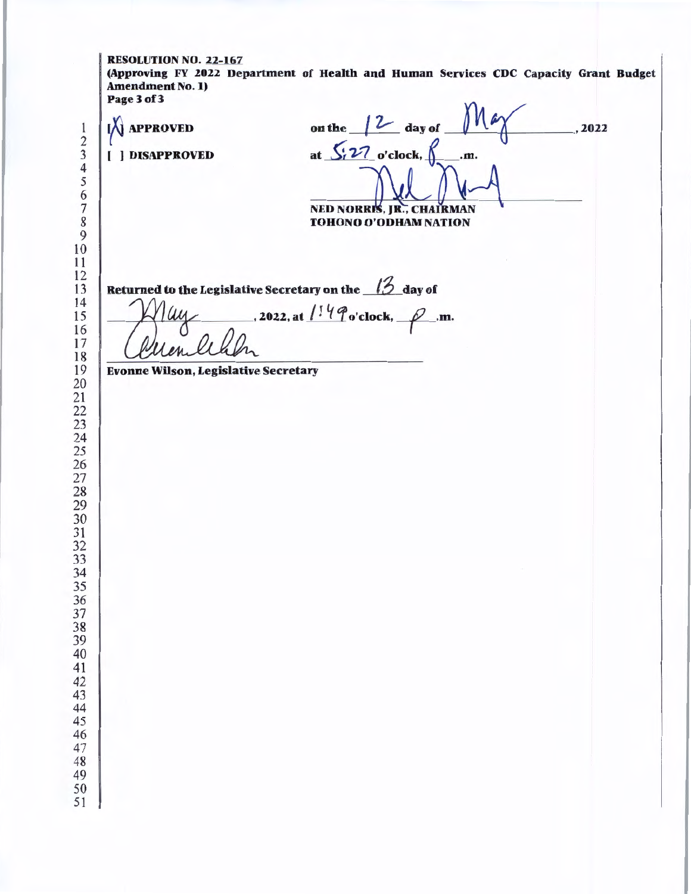**RESOLUTION NO. 22-167**
**(Approving FY 2022 Department of Health and Human Services CDC Capacity Grant Budget Amendment No. 1)**
**Page 3 of 3**

[X] **APPROVED** on the 12 day of May, 2022

[ ] **DISAPPROVED** at 5:27 o'clock, P .m.

**NED NORRIS, JR., CHAIRMAN**
**TOHONO O'ODHAM NATION**

**Returned to the Legislative Secretary on the** 13 **day of** May, **2022, at** 1:49 **o'clock,** P **.m.**

**Evonne Wilson, Legislative Secretary**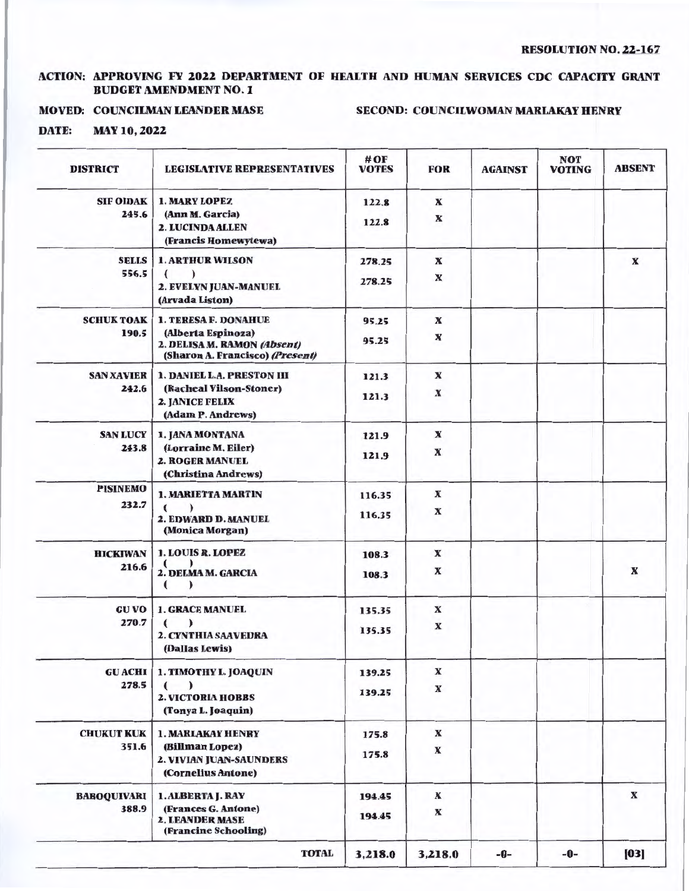**RESOLUTION NO. 22-167**

**ACTION: APPROVING FY 2022 DEPARTMENT OF HEALTH AND HUMAN SERVICES CDC CAPACITY GRANT BUDGET AMENDMENT NO. 1**

**MOVED: COUNCILMAN LEANDER MASE** **SECOND: COUNCILWOMAN MARLAKAY HENRY**

**DATE: MAY 10, 2022**

| DISTRICT | LEGISLATIVE REPRESENTATIVES | # OF VOTES | FOR | AGAINST | NOT VOTING | ABSENT |
|---|---|---|---|---|---|---|
| **SIF OIDAK** 245.6 | **1. MARY LOPEZ** (Ann M. Garcia) **2. LUCINDA ALLEN** (Francis Homewytewa) | 122.8 122.8 | X X | | | |
| **SELLS** 556.5 | **1. ARTHUR WILSON** ( ) **2. EVELYN JUAN-MANUEL** (Arvada Liston) | 278.25 278.25 | X X | | | X |
| **SCHUK TOAK** 190.5 | **1. TERESA F. DONAHUE** (Alberta Espinoza) **2. DELISA M. RAMON *(Absent)*** (Sharon A. Francisco) *(Present)* | 95.25 95.25 | X X | | | |
| **SAN XAVIER** 242.6 | **1. DANIEL L.A. PRESTON III** (Racheal Vilson-Stoner) **2. JANICE FELIX** (Adam P. Andrews) | 121.3 121.3 | X X | | | |
| **SAN LUCY** 243.8 | **1. JANA MONTANA** (Lorraine M. Eiler) **2. ROGER MANUEL** (Christina Andrews) | 121.9 121.9 | X X | | | |
| **PISINEMO** 232.7 | **1. MARIETTA MARTIN** ( ) **2. EDWARD D. MANUEL** (Monica Morgan) | 116.35 116.35 | X X | | | |
| **HICKIWAN** 216.6 | **1. LOUIS R. LOPEZ** ( ) **2. DELMA M. GARCIA** ( ) | 108.3 108.3 | X X | | | X |
| **GU VO** 270.7 | **1. GRACE MANUEL** ( ) **2. CYNTHIA SAAVEDRA** (Dallas Lewis) | 135.35 135.35 | X X | | | |
| **GU ACHI** 278.5 | **1. TIMOTHY L. JOAQUIN** ( ) **2. VICTORIA HOBBS** (Tonya L. Joaquin) | 139.25 139.25 | X X | | | |
| **CHUKUT KUK** 351.6 | **1. MARLAKAY HENRY** (Billman Lopez) **2. VIVIAN JUAN-SAUNDERS** (Cornelius Antone) | 175.8 175.8 | X X | | | |
| **BABOQUIVARI** 388.9 | **1. ALBERTA J. RAY** (Frances G. Antone) **2. LEANDER MASE** (Francine Schooling) | 194.45 194.45 | X X | | | X |
| | **TOTAL** | **3,218.0** | **3,218.0** | **-0-** | **-0-** | **[03]** |